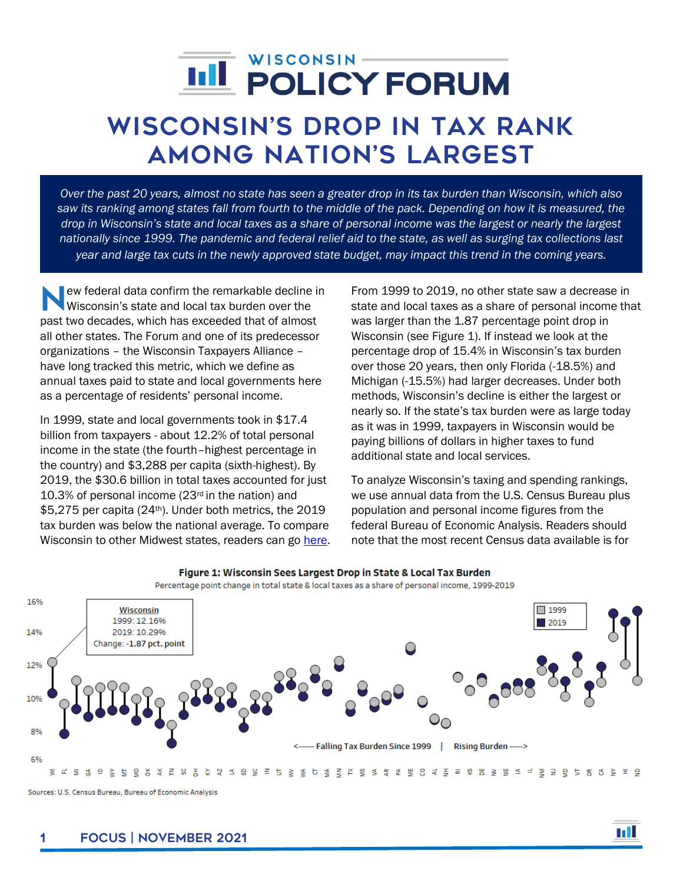# WISCONSIN POLICY FORUM

# WISCONSIN'S DROP IN TAX RANK AMONG NATION'S LARGEST

*Over the past 20 years, almost no state has seen a greater drop in its tax burden than Wisconsin, which also saw its ranking among states fall from fourth to the middle of the pack. Depending on how it is measured, the drop in Wisconsin's state and local taxes as a share of personal income was the largest or nearly the largest nationally since 1999. The pandemic and federal relief aid to the state, as well as surging tax collections last year and large tax cuts in the newly approved state budget, may impact this trend in the coming years.*

New federal data confirm the remarkable decline in Wisconsin's state and local tax burden over the past two decades, which has exceeded that of almost all other states. The Forum and one of its predecessor organizations – the Wisconsin Taxpayers Alliance – have long tracked this metric, which we define as annual taxes paid to state and local governments here as a percentage of residents' personal income.

In 1999, state and local governments took in $17.4 billion from taxpayers - about 12.2% of total personal income in the state (the fourth–highest percentage in the country) and $3,288 per capita (sixth-highest). By 2019, the $30.6 billion in total taxes accounted for just 10.3% of personal income (23rd in the nation) and $5,275 per capita (24th). Under both metrics, the 2019 tax burden was below the national average. To compare Wisconsin to other Midwest states, readers can go here.

From 1999 to 2019, no other state saw a decrease in state and local taxes as a share of personal income that was larger than the 1.87 percentage point drop in Wisconsin (see Figure 1). If instead we look at the percentage drop of 15.4% in Wisconsin's tax burden over those 20 years, then only Florida (-18.5%) and Michigan (-15.5%) had larger decreases. Under both methods, Wisconsin's decline is either the largest or nearly so. If the state's tax burden were as large today as it was in 1999, taxpayers in Wisconsin would be paying billions of dollars in higher taxes to fund additional state and local services.

To analyze Wisconsin's taxing and spending rankings, we use annual data from the U.S. Census Bureau plus population and personal income figures from the federal Bureau of Economic Analysis. Readers should note that the most recent Census data available is for

**Figure 1: Wisconsin Sees Largest Drop in State & Local Tax Burden**

Percentage point change in total state & local taxes as a share of personal income, 1999-2019

Wisconsin
1999: 12.16%
2019: 10.29%
Change: **-1.87 pct. point**

<------ Falling Tax Burden Since 1999 | Rising Burden ----->

Sources: U.S. Census Bureau, Bureau of Economic Analysis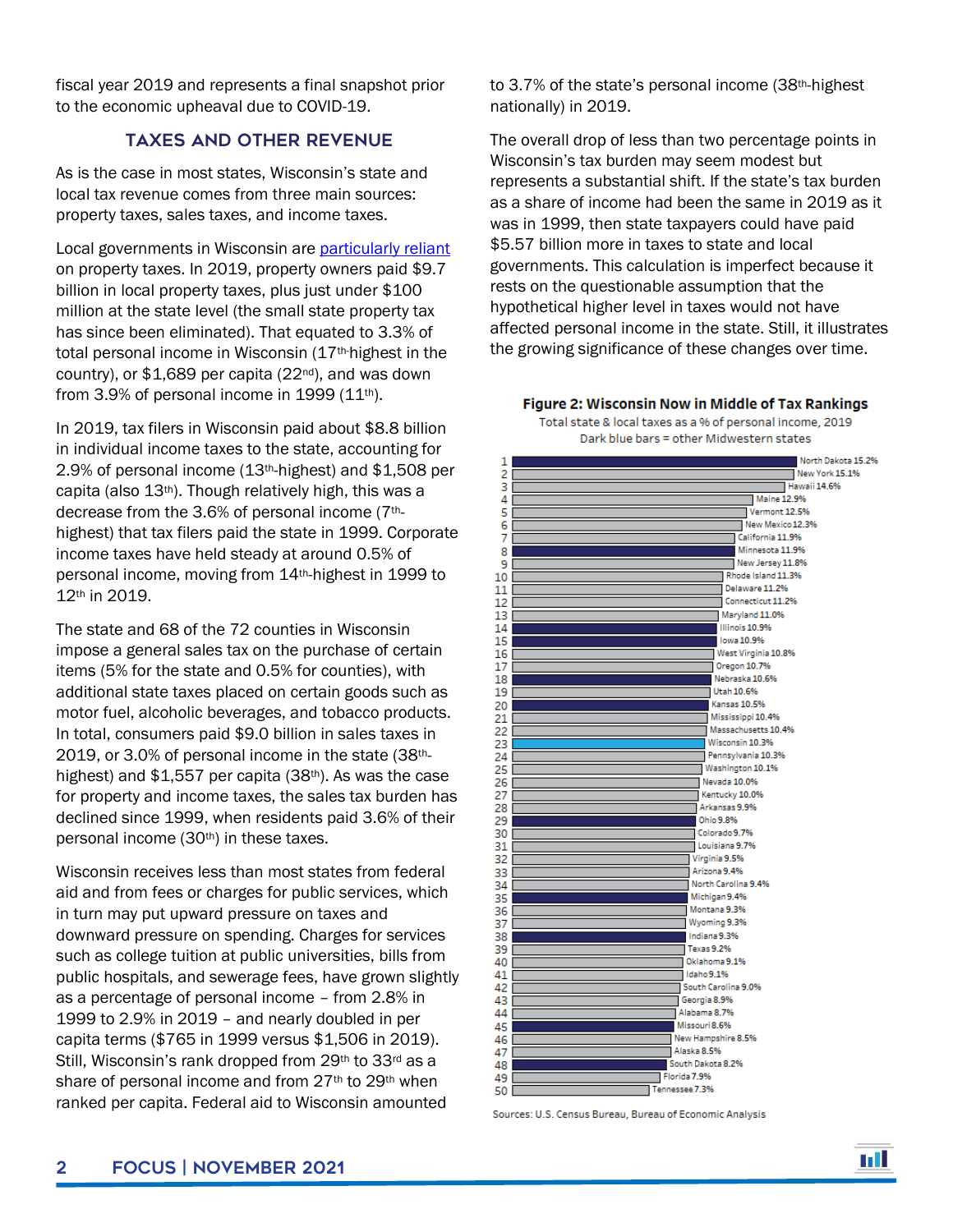fiscal year 2019 and represents a final snapshot prior to the economic upheaval due to COVID-19.

## TAXES AND OTHER REVENUE

As is the case in most states, Wisconsin's state and local tax revenue comes from three main sources: property taxes, sales taxes, and income taxes.

Local governments in Wisconsin are particularly reliant on property taxes. In 2019, property owners paid $9.7 billion in local property taxes, plus just under $100 million at the state level (the small state property tax has since been eliminated). That equated to 3.3% of total personal income in Wisconsin (17th-highest in the country), or $1,689 per capita (22nd), and was down from 3.9% of personal income in 1999 (11th).

In 2019, tax filers in Wisconsin paid about $8.8 billion in individual income taxes to the state, accounting for 2.9% of personal income (13th-highest) and $1,508 per capita (also 13th). Though relatively high, this was a decrease from the 3.6% of personal income (7th-highest) that tax filers paid the state in 1999. Corporate income taxes have held steady at around 0.5% of personal income, moving from 14th-highest in 1999 to 12th in 2019.

The state and 68 of the 72 counties in Wisconsin impose a general sales tax on the purchase of certain items (5% for the state and 0.5% for counties), with additional state taxes placed on certain goods such as motor fuel, alcoholic beverages, and tobacco products. In total, consumers paid $9.0 billion in sales taxes in 2019, or 3.0% of personal income in the state (38th-highest) and $1,557 per capita (38th). As was the case for property and income taxes, the sales tax burden has declined since 1999, when residents paid 3.6% of their personal income (30th) in these taxes.

Wisconsin receives less than most states from federal aid and from fees or charges for public services, which in turn may put upward pressure on taxes and downward pressure on spending. Charges for services such as college tuition at public universities, bills from public hospitals, and sewerage fees, have grown slightly as a percentage of personal income – from 2.8% in 1999 to 2.9% in 2019 – and nearly doubled in per capita terms ($765 in 1999 versus $1,506 in 2019). Still, Wisconsin's rank dropped from 29th to 33rd as a share of personal income and from 27th to 29th when ranked per capita. Federal aid to Wisconsin amounted to 3.7% of the state's personal income (38th-highest nationally) in 2019.

The overall drop of less than two percentage points in Wisconsin's tax burden may seem modest but represents a substantial shift. If the state's tax burden as a share of income had been the same in 2019 as it was in 1999, then state taxpayers could have paid $5.57 billion more in taxes to state and local governments. This calculation is imperfect because it rests on the questionable assumption that the hypothetical higher level in taxes would not have affected personal income in the state. Still, it illustrates the growing significance of these changes over time.

**Figure 2: Wisconsin Now in Middle of Tax Rankings**

Total state & local taxes as a % of personal income, 2019
Dark blue bars = other Midwestern states

| Rank | State | % |
|---|---|---|
| 1 | North Dakota | 15.2% |
| 2 | New York | 15.1% |
| 3 | Hawaii | 14.6% |
| 4 | Maine | 12.9% |
| 5 | Vermont | 12.5% |
| 6 | New Mexico | 12.3% |
| 7 | California | 11.9% |
| 8 | Minnesota | 11.9% |
| 9 | New Jersey | 11.8% |
| 10 | Rhode Island | 11.3% |
| 11 | Delaware | 11.2% |
| 12 | Connecticut | 11.2% |
| 13 | Maryland | 11.0% |
| 14 | Illinois | 10.9% |
| 15 | Iowa | 10.9% |
| 16 | West Virginia | 10.8% |
| 17 | Oregon | 10.7% |
| 18 | Nebraska | 10.6% |
| 19 | Utah | 10.6% |
| 20 | Kansas | 10.5% |
| 21 | Mississippi | 10.4% |
| 22 | Massachusetts | 10.4% |
| 23 | Wisconsin | 10.3% |
| 24 | Pennsylvania | 10.3% |
| 25 | Washington | 10.1% |
| 26 | Nevada | 10.0% |
| 27 | Kentucky | 10.0% |
| 28 | Arkansas | 9.9% |
| 29 | Ohio | 9.8% |
| 30 | Colorado | 9.7% |
| 31 | Louisiana | 9.7% |
| 32 | Virginia | 9.5% |
| 33 | Arizona | 9.4% |
| 34 | North Carolina | 9.4% |
| 35 | Michigan | 9.4% |
| 36 | Montana | 9.3% |
| 37 | Wyoming | 9.3% |
| 38 | Indiana | 9.3% |
| 39 | Texas | 9.2% |
| 40 | Oklahoma | 9.1% |
| 41 | Idaho | 9.1% |
| 42 | South Carolina | 9.0% |
| 43 | Georgia | 8.9% |
| 44 | Alabama | 8.7% |
| 45 | Missouri | 8.6% |
| 46 | New Hampshire | 8.5% |
| 47 | Alaska | 8.5% |
| 48 | South Dakota | 8.2% |
| 49 | Florida | 7.9% |
| 50 | Tennessee | 7.3% |

Sources: U.S. Census Bureau, Bureau of Economic Analysis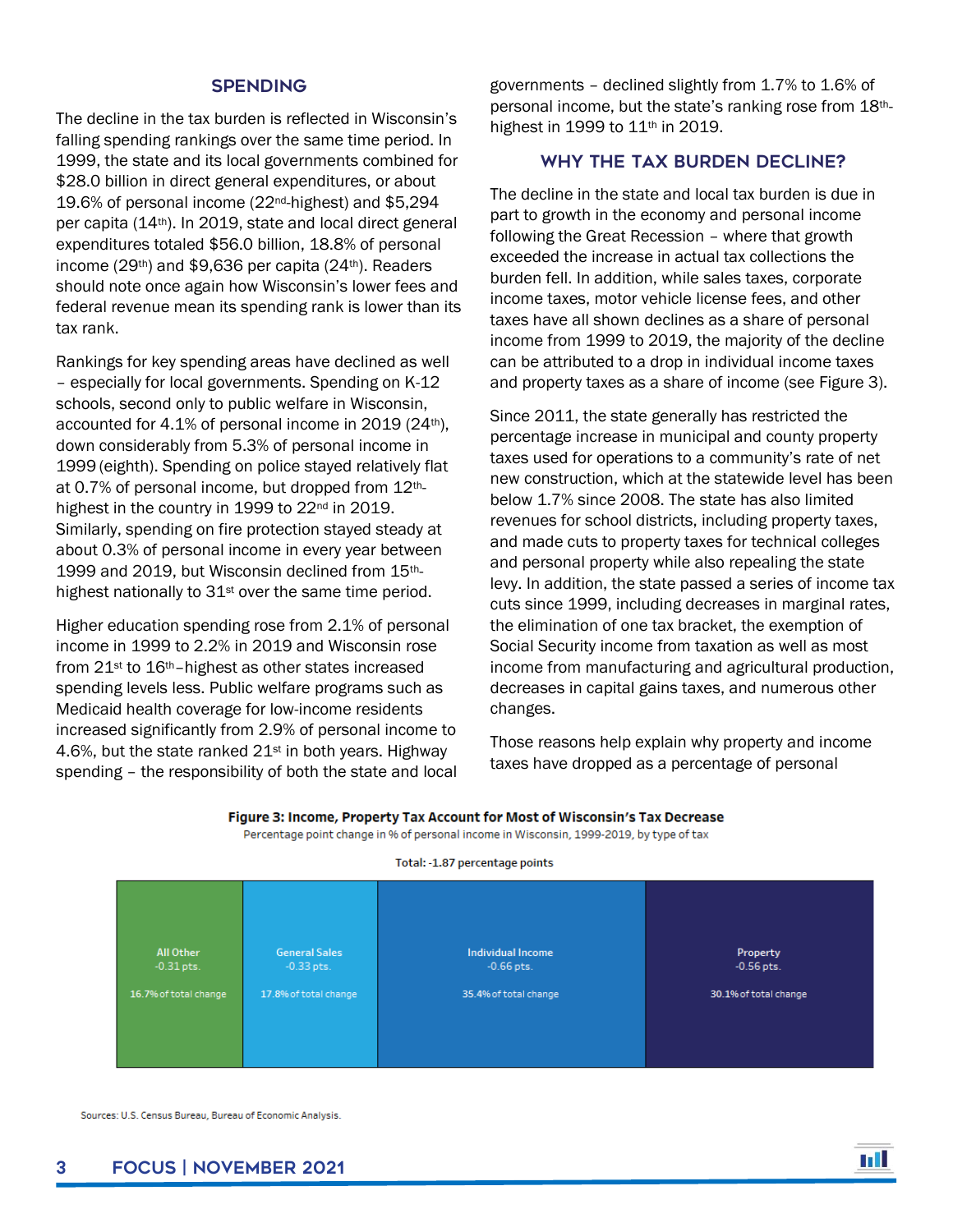## SPENDING

The decline in the tax burden is reflected in Wisconsin's falling spending rankings over the same time period. In 1999, the state and its local governments combined for $28.0 billion in direct general expenditures, or about 19.6% of personal income (22nd-highest) and $5,294 per capita (14th). In 2019, state and local direct general expenditures totaled $56.0 billion, 18.8% of personal income (29th) and $9,636 per capita (24th). Readers should note once again how Wisconsin's lower fees and federal revenue mean its spending rank is lower than its tax rank.

Rankings for key spending areas have declined as well – especially for local governments. Spending on K-12 schools, second only to public welfare in Wisconsin, accounted for 4.1% of personal income in 2019 (24th), down considerably from 5.3% of personal income in 1999 (eighth). Spending on police stayed relatively flat at 0.7% of personal income, but dropped from 12th-highest in the country in 1999 to 22nd in 2019. Similarly, spending on fire protection stayed steady at about 0.3% of personal income in every year between 1999 and 2019, but Wisconsin declined from 15th-highest nationally to 31st over the same time period.

Higher education spending rose from 2.1% of personal income in 1999 to 2.2% in 2019 and Wisconsin rose from 21st to 16th–highest as other states increased spending levels less. Public welfare programs such as Medicaid health coverage for low-income residents increased significantly from 2.9% of personal income to 4.6%, but the state ranked 21st in both years. Highway spending – the responsibility of both the state and local governments – declined slightly from 1.7% to 1.6% of personal income, but the state's ranking rose from 18th-highest in 1999 to 11th in 2019.

## WHY THE TAX BURDEN DECLINE?

The decline in the state and local tax burden is due in part to growth in the economy and personal income following the Great Recession – where that growth exceeded the increase in actual tax collections the burden fell. In addition, while sales taxes, corporate income taxes, motor vehicle license fees, and other taxes have all shown declines as a share of personal income from 1999 to 2019, the majority of the decline can be attributed to a drop in individual income taxes and property taxes as a share of income (see Figure 3).

Since 2011, the state generally has restricted the percentage increase in municipal and county property taxes used for operations to a community's rate of net new construction, which at the statewide level has been below 1.7% since 2008. The state has also limited revenues for school districts, including property taxes, and made cuts to property taxes for technical colleges and personal property while also repealing the state levy. In addition, the state passed a series of income tax cuts since 1999, including decreases in marginal rates, the elimination of one tax bracket, the exemption of Social Security income from taxation as well as most income from manufacturing and agricultural production, decreases in capital gains taxes, and numerous other changes.

Those reasons help explain why property and income taxes have dropped as a percentage of personal

**Figure 3: Income, Property Tax Account for Most of Wisconsin's Tax Decrease**
Percentage point change in % of personal income in Wisconsin, 1999-2019, by type of tax

Total: -1.87 percentage points

| Type of tax | Change | Share of total change |
|---|---|---|
| All Other | -0.31 pts. | 16.7% of total change |
| General Sales | -0.33 pts. | 17.8% of total change |
| Individual Income | -0.66 pts. | 35.4% of total change |
| Property | -0.56 pts. | 30.1% of total change |

Sources: U.S. Census Bureau, Bureau of Economic Analysis.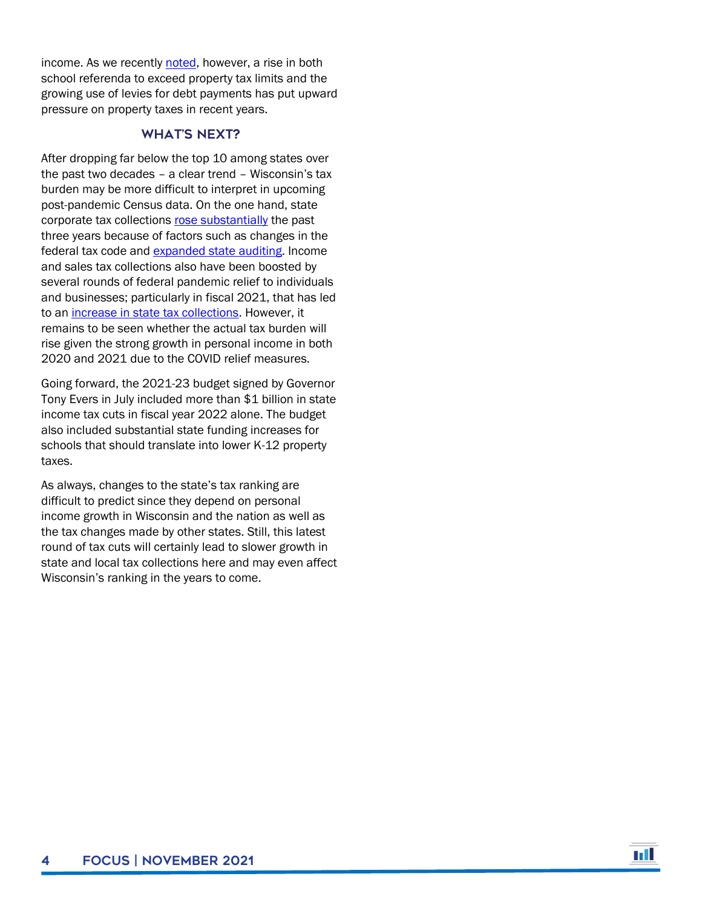income. As we recently noted, however, a rise in both school referenda to exceed property tax limits and the growing use of levies for debt payments has put upward pressure on property taxes in recent years.

## WHAT'S NEXT?

After dropping far below the top 10 among states over the past two decades – a clear trend – Wisconsin's tax burden may be more difficult to interpret in upcoming post-pandemic Census data. On the one hand, state corporate tax collections rose substantially the past three years because of factors such as changes in the federal tax code and expanded state auditing. Income and sales tax collections also have been boosted by several rounds of federal pandemic relief to individuals and businesses; particularly in fiscal 2021, that has led to an increase in state tax collections. However, it remains to be seen whether the actual tax burden will rise given the strong growth in personal income in both 2020 and 2021 due to the COVID relief measures.

Going forward, the 2021-23 budget signed by Governor Tony Evers in July included more than $1 billion in state income tax cuts in fiscal year 2022 alone. The budget also included substantial state funding increases for schools that should translate into lower K-12 property taxes.

As always, changes to the state's tax ranking are difficult to predict since they depend on personal income growth in Wisconsin and the nation as well as the tax changes made by other states. Still, this latest round of tax cuts will certainly lead to slower growth in state and local tax collections here and may even affect Wisconsin's ranking in the years to come.